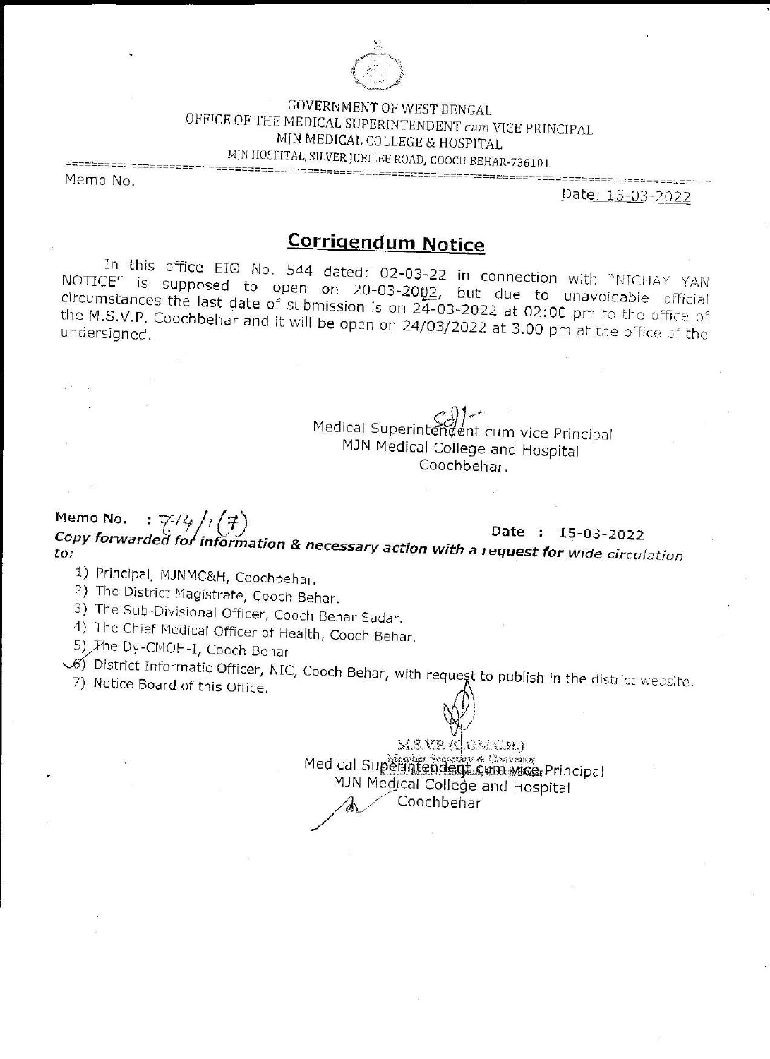GOVERNMENT OF WEST BENGAL
OFFICE OF THE MEDICAL SUPERINTENDENT *cum* VICE PRINCIPAL
MJN MEDICAL COLLEGE & HOSPITAL
MJN HOSPITAL, SILVER JUBILEE ROAD, COOCH BEHAR-736101

Memo No.

Date: 15-03-2022

## Corrigendum Notice

In this office EIO No. 544 dated: 02-03-22 in connection with "NICHAY YAN NOTICE" is supposed to open on 20-03-2022, but due to unavoidable official circumstances the last date of submission is on 24-03-2022 at 02:00 pm to the office of the M.S.V.P, Coochbehar and it will be open on 24/03/2022 at 3.00 pm at the office of the undersigned.

Sd/-
Medical Superintendent cum vice Principal
MJN Medical College and Hospital
Coochbehar.

**Memo No.** : 714/1(7)
**Date : 15-03-2022**

***Copy forwarded for information & necessary action with a request for wide circulation to:***

1) Principal, MJNMC&H, Coochbehar.
2) The District Magistrate, Cooch Behar.
3) The Sub-Divisional Officer, Cooch Behar Sadar.
4) The Chief Medical Officer of Health, Cooch Behar.
5) The Dy-CMOH-I, Cooch Behar
6) District Informatic Officer, NIC, Cooch Behar, with request to publish in the district website.
7) Notice Board of this Office.

M.S.V.P. (C.G.M.C.H.)
Member Secretary & Convenor

Medical Superintendent cum vice Principal
MJN Medical College and Hospital
Coochbehar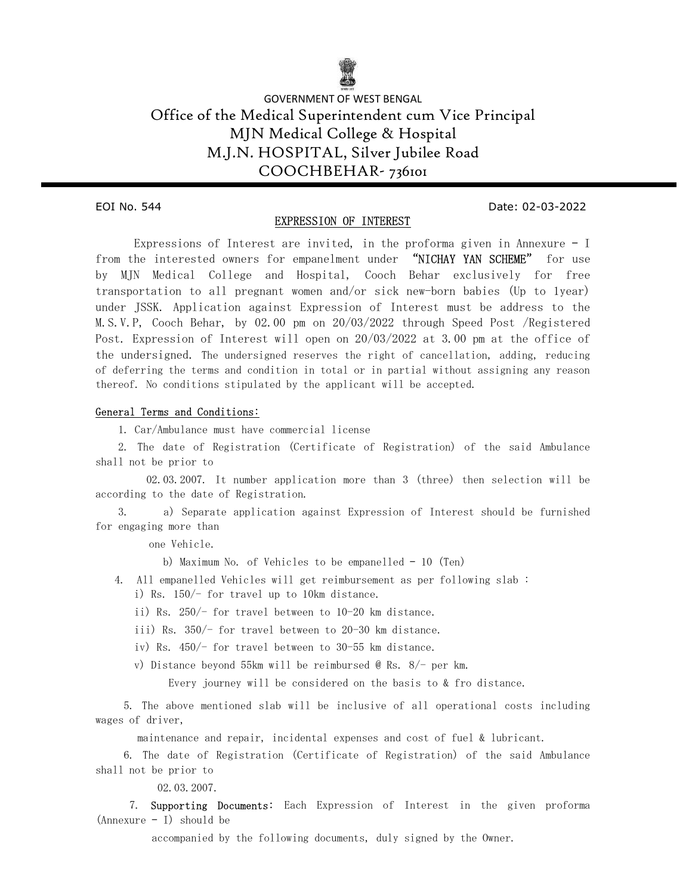GOVERNMENT OF WEST BENGAL

# Office of the Medical Superintendent cum Vice Principal
# MJN Medical College & Hospital
# M.J.N. HOSPITAL, Silver Jubilee Road
# COOCHBEHAR- 736101

EOI No. 544 Date: 02-03-2022

## EXPRESSION OF INTEREST

Expressions of Interest are invited, in the proforma given in Annexure - I from the interested owners for empanelment under **"NICHAY YAN SCHEME"** for use by MJN Medical College and Hospital, Cooch Behar exclusively for free transportation to all pregnant women and/or sick new-born babies (Up to 1year) under JSSK. Application against Expression of Interest must be address to the M.S.V.P, Cooch Behar, by 02.00 pm on 20/03/2022 through Speed Post /Registered Post. Expression of Interest will open on 20/03/2022 at 3.00 pm at the office of the undersigned. The undersigned reserves the right of cancellation, adding, reducing of deferring the terms and condition in total or in partial without assigning any reason thereof. No conditions stipulated by the applicant will be accepted.

**General Terms and Conditions:**

1. Car/Ambulance must have commercial license
2. The date of Registration (Certificate of Registration) of the said Ambulance shall not be prior to 02.03.2007. It number application more than 3 (three) then selection will be according to the date of Registration.
3. a) Separate application against Expression of Interest should be furnished for engaging more than one Vehicle.

   b) Maximum No. of Vehicles to be empanelled - 10 (Ten)
4. All empanelled Vehicles will get reimbursement as per following slab :
   - i) Rs. 150/- for travel up to 10km distance.
   - ii) Rs. 250/- for travel between to 10-20 km distance.
   - iii) Rs. 350/- for travel between to 20-30 km distance.
   - iv) Rs. 450/- for travel between to 30-55 km distance.
   - v) Distance beyond 55km will be reimbursed @ Rs. 8/- per km.

   Every journey will be considered on the basis to & fro distance.
5. The above mentioned slab will be inclusive of all operational costs including wages of driver, maintenance and repair, incidental expenses and cost of fuel & lubricant.
6. The date of Registration (Certificate of Registration) of the said Ambulance shall not be prior to 02.03.2007.
7. **Supporting Documents**: Each Expression of Interest in the given proforma (Annexure - I) should be accompanied by the following documents, duly signed by the Owner.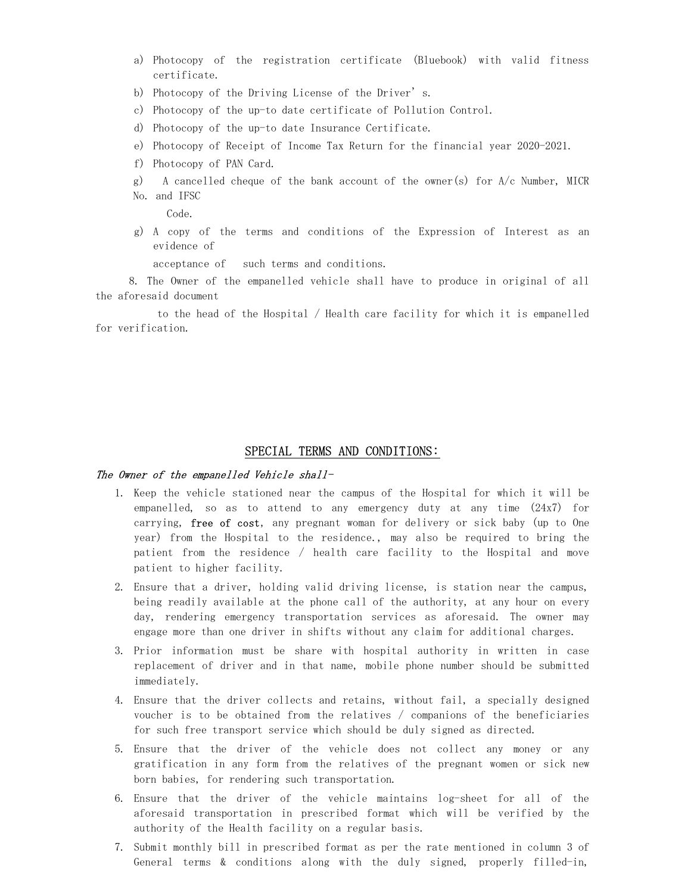a) Photocopy of the registration certificate (Bluebook) with valid fitness certificate.
b) Photocopy of the Driving License of the Driver's.
c) Photocopy of the up-to date certificate of Pollution Control.
d) Photocopy of the up-to date Insurance Certificate.
e) Photocopy of Receipt of Income Tax Return for the financial year 2020-2021.
f) Photocopy of PAN Card.
g) A cancelled cheque of the bank account of the owner(s) for A/c Number, MICR No. and IFSC Code.
g) A copy of the terms and conditions of the Expression of Interest as an evidence of acceptance of such terms and conditions.

8. The Owner of the empanelled vehicle shall have to produce in original of all the aforesaid document to the head of the Hospital / Health care facility for which it is empanelled for verification.

## SPECIAL TERMS AND CONDITIONS:

*The Owner of the empanelled Vehicle shall-*

1. Keep the vehicle stationed near the campus of the Hospital for which it will be empanelled, so as to attend to any emergency duty at any time (24x7) for carrying, **free of cost**, any pregnant woman for delivery or sick baby (up to One year) from the Hospital to the residence., may also be required to bring the patient from the residence / health care facility to the Hospital and move patient to higher facility.
2. Ensure that a driver, holding valid driving license, is station near the campus, being readily available at the phone call of the authority, at any hour on every day, rendering emergency transportation services as aforesaid. The owner may engage more than one driver in shifts without any claim for additional charges.
3. Prior information must be share with hospital authority in written in case replacement of driver and in that name, mobile phone number should be submitted immediately.
4. Ensure that the driver collects and retains, without fail, a specially designed voucher is to be obtained from the relatives / companions of the beneficiaries for such free transport service which should be duly signed as directed.
5. Ensure that the driver of the vehicle does not collect any money or any gratification in any form from the relatives of the pregnant women or sick new born babies, for rendering such transportation.
6. Ensure that the driver of the vehicle maintains log-sheet for all of the aforesaid transportation in prescribed format which will be verified by the authority of the Health facility on a regular basis.
7. Submit monthly bill in prescribed format as per the rate mentioned in column 3 of General terms & conditions along with the duly signed, properly filled-in,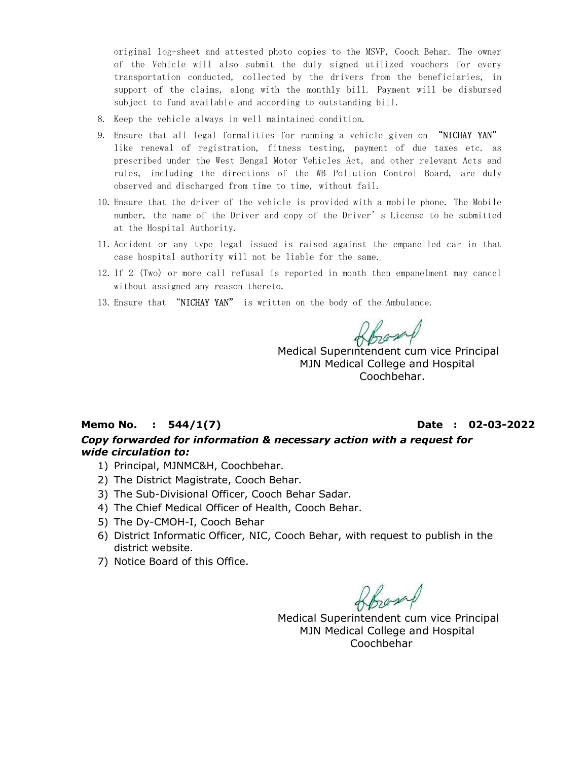original log-sheet and attested photo copies to the MSVP, Cooch Behar. The owner of the Vehicle will also submit the duly signed utilized vouchers for every transportation conducted, collected by the drivers from the beneficiaries, in support of the claims, along with the monthly bill. Payment will be disbursed subject to fund available and according to outstanding bill.

8. Keep the vehicle always in well maintained condition.
9. Ensure that all legal formalities for running a vehicle given on "NICHAY YAN" like renewal of registration, fitness testing, payment of due taxes etc. as prescribed under the West Bengal Motor Vehicles Act, and other relevant Acts and rules, including the directions of the WB Pollution Control Board, are duly observed and discharged from time to time, without fail.
10. Ensure that the driver of the vehicle is provided with a mobile phone. The Mobile number, the name of the Driver and copy of the Driver's License to be submitted at the Hospital Authority.
11. Accident or any type legal issued is raised against the empanelled car in that case hospital authority will not be liable for the same.
12. If 2 (Two) or more call refusal is reported in month then empanelment may cancel without assigned any reason thereto.
13. Ensure that "NICHAY YAN" is written on the body of the Ambulance.

Medical Superintendent cum vice Principal
MJN Medical College and Hospital
Coochbehar.

**Memo No. : 544/1(7)** **Date : 02-03-2022**

***Copy forwarded for information & necessary action with a request for wide circulation to:***

1) Principal, MJNMC&H, Coochbehar.
2) The District Magistrate, Cooch Behar.
3) The Sub-Divisional Officer, Cooch Behar Sadar.
4) The Chief Medical Officer of Health, Cooch Behar.
5) The Dy-CMOH-I, Cooch Behar
6) District Informatic Officer, NIC, Cooch Behar, with request to publish in the district website.
7) Notice Board of this Office.

Medical Superintendent cum vice Principal
MJN Medical College and Hospital
Coochbehar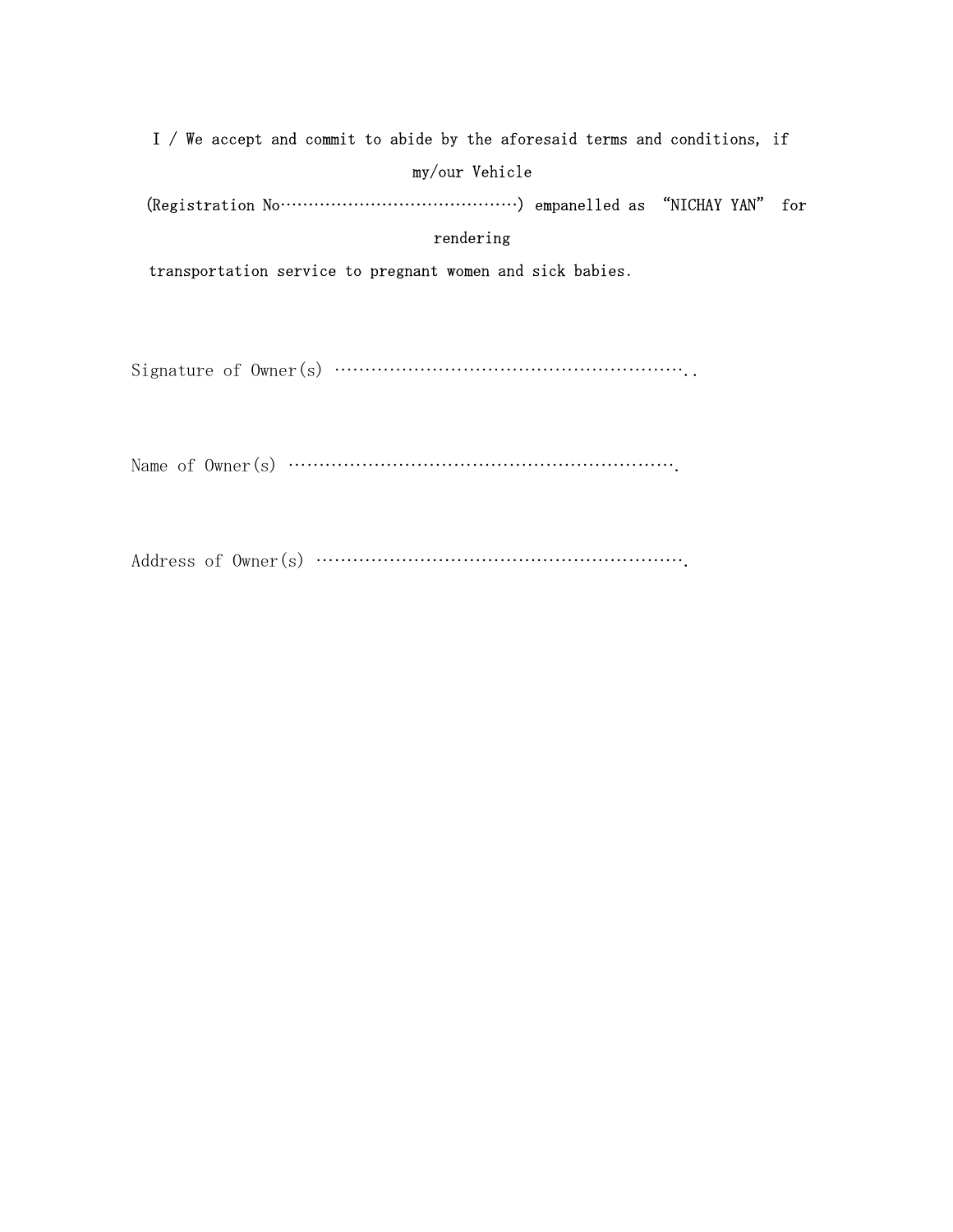I / We accept and commit to abide by the aforesaid terms and conditions, if my/our Vehicle (Registration No……………………………………) empanelled as "NICHAY YAN" for rendering transportation service to pregnant women and sick babies.

Signature of Owner(s) ……………………………………………………..

Name of Owner(s) ………………………………………………………….

Address of Owner(s) ……………………………………………………….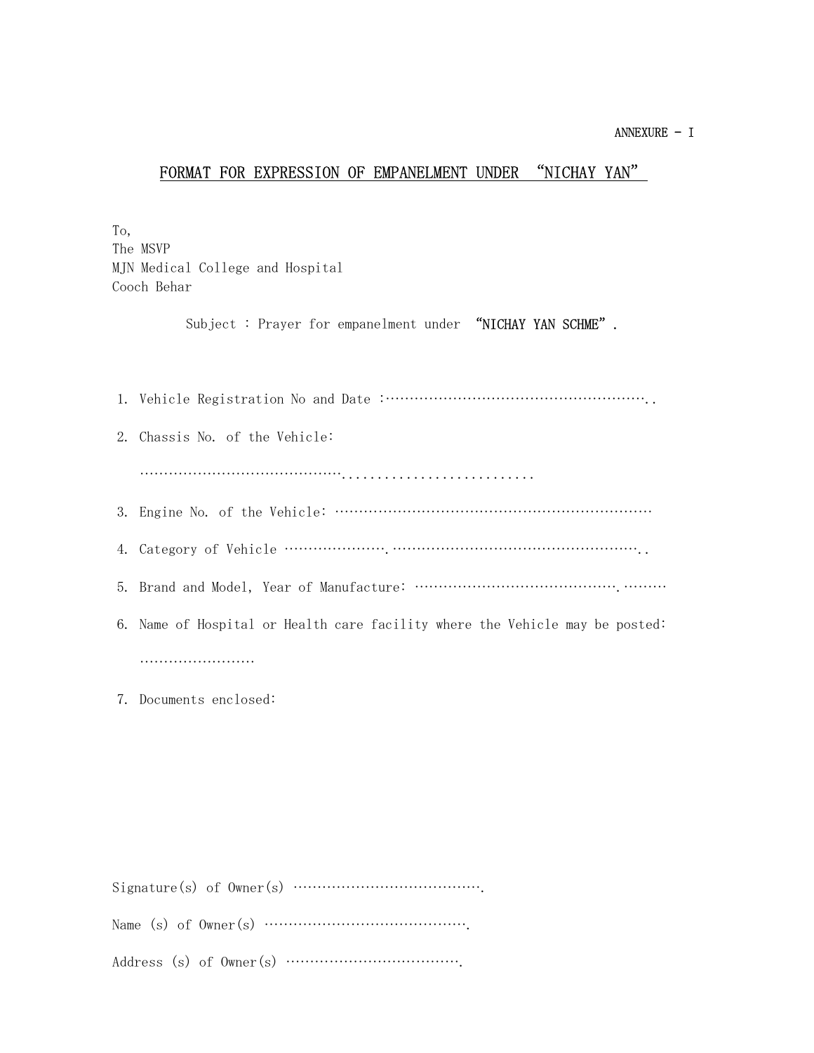ANNEXURE - I

## FORMAT FOR EXPRESSION OF EMPANELMENT UNDER "NICHAY YAN"

To,
The MSVP
MJN Medical College and Hospital
Cooch Behar

Subject : Prayer for empanelment under "NICHAY YAN SCHME".

1. Vehicle Registration No and Date :……………………………………………………..
2. Chassis No. of the Vehicle:

   ……………………………………………............................
3. Engine No. of the Vehicle: …………………………………………………………
4. Category of Vehicle …………………….……………………………………………..
5. Brand and Model, Year of Manufacture: …………………………………….………
6. Name of Hospital or Health care facility where the Vehicle may be posted:

   ……………………
7. Documents enclosed:

Signature(s) of Owner(s) ………………………………….

Name (s) of Owner(s) …………………………………….

Address (s) of Owner(s) ……………………………….